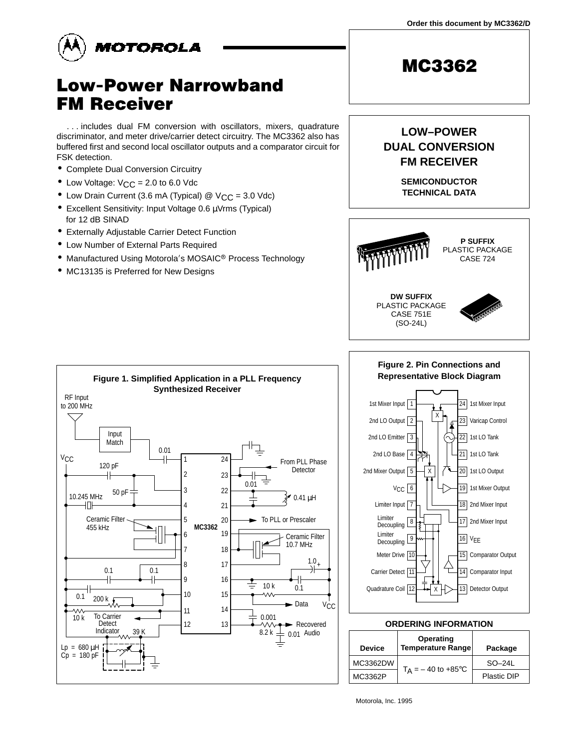Order this document by MC3362/D

MOTOROLA

# MC3362

# Low-Power Narrowband FM Receiver

. . . includes dual FM conversion with oscillators, mixers, quadrature discriminator, and meter drive/carrier detect circuitry. The MC3362 also has buffered first and second local oscillator outputs and a comparator circuit for FSK detection.

- Complete Dual Conversion Circuitry
- Low Voltage: $V_{CC}$ = 2.0 to 6.0 Vdc
- Low Drain Current (3.6 mA (Typical) @ $V_{CC}$ = 3.0 Vdc)
- Excellent Sensitivity: Input Voltage 0.6 μVrms (Typical) for 12 dB SINAD
- Externally Adjustable Carrier Detect Function
- Low Number of External Parts Required
- Manufactured Using Motorola's MOSAIC® Process Technology
- MC13135 is Preferred for New Designs

**LOW–POWER DUAL CONVERSION FM RECEIVER**

**SEMICONDUCTOR TECHNICAL DATA**

**P SUFFIX**
PLASTIC PACKAGE
CASE 724

**DW SUFFIX**
PLASTIC PACKAGE
CASE 751E
(SO-24L)

**Figure 1. Simplified Application in a PLL Frequency Synthesized Receiver**

**Figure 2. Pin Connections and Representative Block Diagram**

| Pin | Function | Pin | Function |
|---|---|---|---|
| 1 | 1st Mixer Input | 24 | 1st Mixer Input |
| 2 | 2nd LO Output | 23 | Varicap Control |
| 3 | 2nd LO Emitter | 22 | 1st LO Tank |
| 4 | 2nd LO Base | 21 | 1st LO Tank |
| 5 | 2nd Mixer Output | 20 | 1st LO Output |
| 6 | $V_{CC}$ | 19 | 1st Mixer Output |
| 7 | Limiter Input | 18 | 2nd Mixer Input |
| 8 | Limiter Decoupling | 17 | 2nd Mixer Input |
| 9 | Limiter Decoupling | 16 | $V_{EE}$ |
| 10 | Meter Drive | 15 | Comparator Output |
| 11 | Carrier Detect | 14 | Comparator Input |
| 12 | Quadrature Coil | 13 | Detector Output |

**ORDERING INFORMATION**

| Device | Operating Temperature Range | Package |
|---|---|---|
| MC3362DW | $T_A$ = – 40 to +85°C | SO–24L |
| MC3362P | | Plastic DIP |

Motorola, Inc. 1995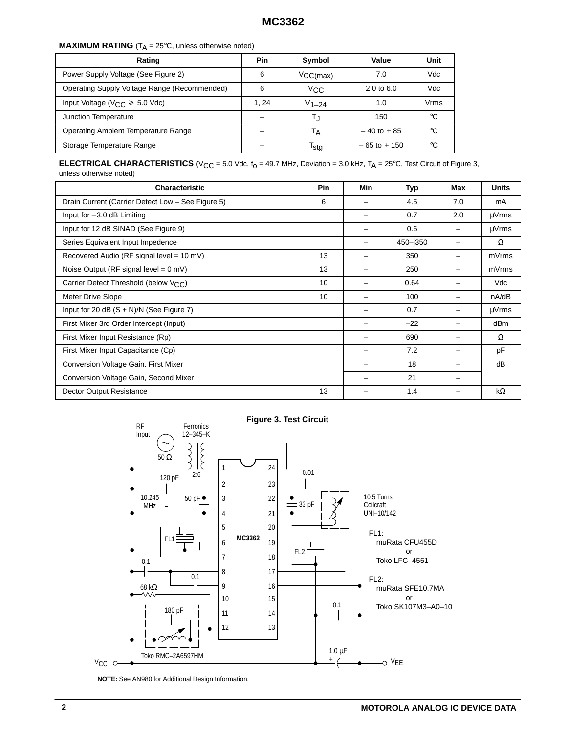## MAXIMUM RATING ($T_A$ = 25°C, unless otherwise noted)

| Rating | Pin | Symbol | Value | Unit |
|---|---|---|---|---|
| Power Supply Voltage (See Figure 2) | 6 | $V_{CC(max)}$ | 7.0 | Vdc |
| Operating Supply Voltage Range (Recommended) | 6 | $V_{CC}$ | 2.0 to 6.0 | Vdc |
| Input Voltage ($V_{CC} \geqslant$ 5.0 Vdc) | 1, 24 | $V_{1–24}$ | 1.0 | Vrms |
| Junction Temperature | – | $T_J$ | 150 | °C |
| Operating Ambient Temperature Range | – | $T_A$ | – 40 to + 85 | °C |
| Storage Temperature Range | – | $T_{stg}$ | – 65 to + 150 | °C |

## ELECTRICAL CHARACTERISTICS ($V_{CC}$ = 5.0 Vdc, $f_o$ = 49.7 MHz, Deviation = 3.0 kHz, $T_A$ = 25°C, Test Circuit of Figure 3, unless otherwise noted)

| Characteristic | Pin | Min | Typ | Max | Units |
|---|---|---|---|---|---|
| Drain Current (Carrier Detect Low – See Figure 5) | 6 | – | 4.5 | 7.0 | mA |
| Input for –3.0 dB Limiting | | – | 0.7 | 2.0 | μVrms |
| Input for 12 dB SINAD (See Figure 9) | | – | 0.6 | – | μVrms |
| Series Equivalent Input Impedence | | – | 450–j350 | – | Ω |
| Recovered Audio (RF signal level = 10 mV) | 13 | – | 350 | – | mVrms |
| Noise Output (RF signal level = 0 mV) | 13 | – | 250 | – | mVrms |
| Carrier Detect Threshold (below $V_{CC}$) | 10 | – | 0.64 | – | Vdc |
| Meter Drive Slope | 10 | – | 100 | – | nA/dB |
| Input for 20 dB (S + N)/N (See Figure 7) | | – | 0.7 | – | μVrms |
| First Mixer 3rd Order Intercept (Input) | | – | –22 | – | dBm |
| First Mixer Input Resistance (Rp) | | – | 690 | – | Ω |
| First Mixer Input Capacitance (Cp) | | – | 7.2 | – | pF |
| Conversion Voltage Gain, First Mixer | | – | 18 | – | dB |
| Conversion Voltage Gain, Second Mixer | | – | 21 | – | |
| Dector Output Resistance | 13 | – | 1.4 | – | kΩ |

**Figure 3. Test Circuit**

RF Input; 50 Ω; Ferronics 12–345–K; 2:6; 120 pF; 10.245 MHz; 50 pF; FL1; 0.1; 0.1; 68 kΩ; 180 pF; Toko RMC–2A6597HM; MC3362; 0.01; 33 pF; 10.5 Turns Coilcraft UNI–10/142; FL2; 0.1; 1.0 μF; $V_{CC}$; $V_{EE}$

FL1: muRata CFU455D or Toko LFC–4551

FL2: muRata SFE10.7MA or Toko SK107M3–A0–10

**NOTE:** See AN980 for Additional Design Information.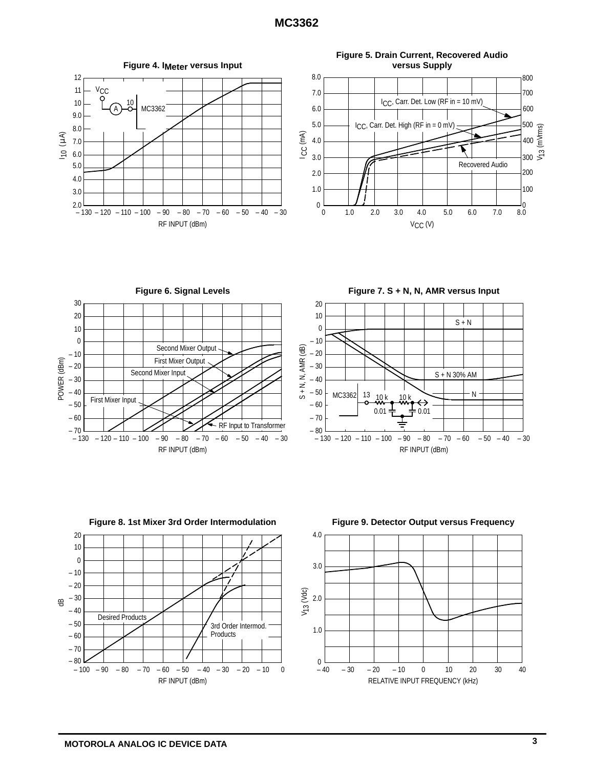**Figure 4. $I_{Meter}$ versus Input**

**Figure 5. Drain Current, Recovered Audio versus Supply**

**Figure 6. Signal Levels**

**Figure 7. S + N, N, AMR versus Input**

**Figure 8. 1st Mixer 3rd Order Intermodulation**

**Figure 9. Detector Output versus Frequency**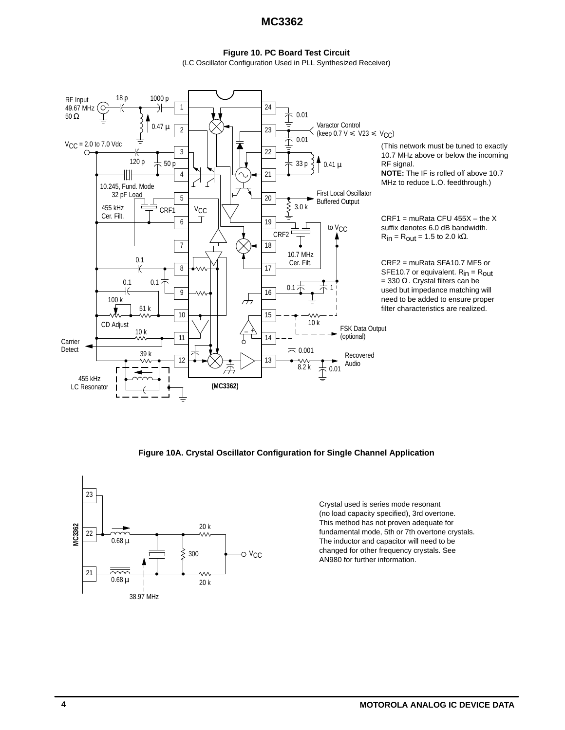**Figure 10. PC Board Test Circuit**

(LC Oscillator Configuration Used in PLL Synthesized Receiver)

RF Input 49.67 MHz 50 Ω

18 p 1000 p 0.47 μ

$V_{CC}$ = 2.0 to 7.0 Vdc

120 p 50 p

10.245, Fund. Mode 32 pF Load

455 kHz Cer. Filt.

CRF1

0.1 0.1 0.1

100 k 51 k

CD Adjust

10 k

Carrier Detect

39 k

455 kHz LC Resonator

(MC3362)

0.01

Varactor Control (keep 0.7 V ≤ V23 ≤ $V_{CC}$)

0.01

33 p 0.41 μ

First Local Oscillator Buffered Output

3.0 k

CRF2

to $V_{CC}$

10.7 MHz Cer. Filt.

0.1 1

10 k

FSK Data Output (optional)

0.001

Recovered Audio

8.2 k 0.01

(This network must be tuned to exactly 10.7 MHz above or below the incoming RF signal.

**NOTE:** The IF is rolled off above 10.7 MHz to reduce L.O. feedthrough.)

CRF1 = muRata CFU 455X – the X suffix denotes 6.0 dB bandwidth. $R_{in} = R_{out}$ = 1.5 to 2.0 kΩ.

CRF2 = muRata SFA10.7 MF5 or SFE10.7 or equivalent. $R_{in} = R_{out}$ = 330 Ω. Crystal filters can be used but impedance matching will need to be added to ensure proper filter characteristics are realized.

**Figure 10A. Crystal Oscillator Configuration for Single Channel Application**

MC3362

0.68 μ 0.68 μ

20 k 300 20 k

$V_{CC}$

38.97 MHz

Crystal used is series mode resonant (no load capacity specified), 3rd overtone. This method has not proven adequate for fundamental mode, 5th or 7th overtone crystals. The inductor and capacitor will need to be changed for other frequency crystals. See AN980 for further information.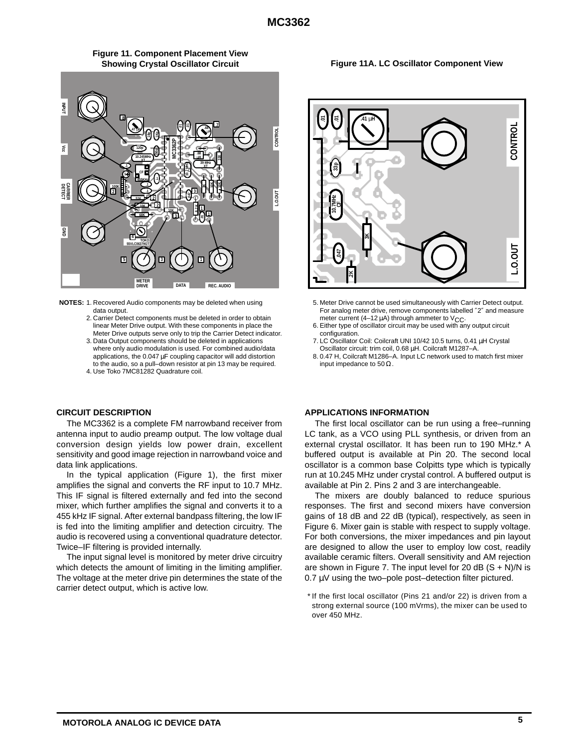**Figure 11. Component Placement View Showing Crystal Oscillator Circuit**

**Figure 11A. LC Oscillator Component View**

**NOTES:**
1. Recovered Audio components may be deleted when using data output.
2. Carrier Detect components must be deleted in order to obtain linear Meter Drive output. With these components in place the Meter Drive outputs serve only to trip the Carrier Detect indicator.
3. Data Output components should be deleted in applications where only audio modulation is used. For combined audio/data applications, the 0.047 µF coupling capacitor will add distortion to the audio, so a pull–down resistor at pin 13 may be required.
4. Use Toko 7MC81282 Quadrature coil.
5. Meter Drive cannot be used simultaneously with Carrier Detect output. For analog meter drive, remove components labelled ″2″ and measure meter current (4–12 µA) through ammeter to $V_{CC}$.
6. Either type of oscillator circuit may be used with any output circuit configuration.
7. LC Oscillator Coil: Coilcraft UNI 10/42 10.5 turns, 0.41 µH Crystal Oscillator circuit: trim coil, 0.68 µH. Coilcraft M1287–A.
8. 0.47 H, Coilcraft M1286–A. Input LC network used to match first mixer input impedance to 50 Ω.

## CIRCUIT DESCRIPTION

The MC3362 is a complete FM narrowband receiver from antenna input to audio preamp output. The low voltage dual conversion design yields low power drain, excellent sensitivity and good image rejection in narrowband voice and data link applications.

In the typical application (Figure 1), the first mixer amplifies the signal and converts the RF input to 10.7 MHz. This IF signal is filtered externally and fed into the second mixer, which further amplifies the signal and converts it to a 455 kHz IF signal. After external bandpass filtering, the low IF is fed into the limiting amplifier and detection circuitry. The audio is recovered using a conventional quadrature detector. Twice–IF filtering is provided internally.

The input signal level is monitored by meter drive circuitry which detects the amount of limiting in the limiting amplifier. The voltage at the meter drive pin determines the state of the carrier detect output, which is active low.

## APPLICATIONS INFORMATION

The first local oscillator can be run using a free–running LC tank, as a VCO using PLL synthesis, or driven from an external crystal oscillator. It has been run to 190 MHz.* A buffered output is available at Pin 20. The second local oscillator is a common base Colpitts type which is typically run at 10.245 MHz under crystal control. A buffered output is available at Pin 2. Pins 2 and 3 are interchangeable.

The mixers are doubly balanced to reduce spurious responses. The first and second mixers have conversion gains of 18 dB and 22 dB (typical), respectively, as seen in Figure 6. Mixer gain is stable with respect to supply voltage. For both conversions, the mixer impedances and pin layout are designed to allow the user to employ low cost, readily available ceramic filters. Overall sensitivity and AM rejection are shown in Figure 7. The input level for 20 dB (S + N)/N is 0.7 µV using the two–pole post–detection filter pictured.

* If the first local oscillator (Pins 21 and/or 22) is driven from a strong external source (100 mVrms), the mixer can be used to over 450 MHz.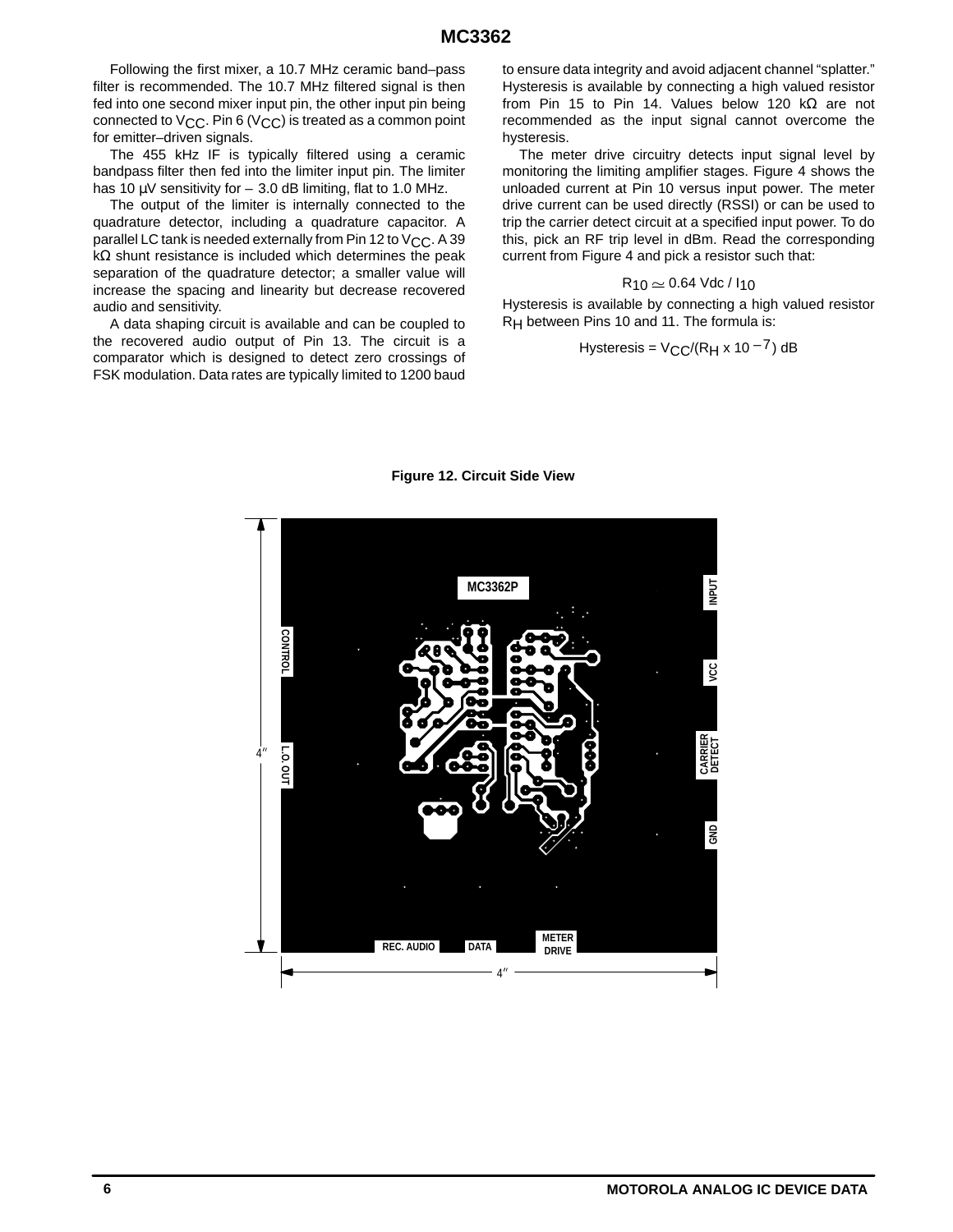Following the first mixer, a 10.7 MHz ceramic band–pass filter is recommended. The 10.7 MHz filtered signal is then fed into one second mixer input pin, the other input pin being connected to $V_{CC}$. Pin 6 ($V_{CC}$) is treated as a common point for emitter–driven signals.

The 455 kHz IF is typically filtered using a ceramic bandpass filter then fed into the limiter input pin. The limiter has 10 µV sensitivity for – 3.0 dB limiting, flat to 1.0 MHz.

The output of the limiter is internally connected to the quadrature detector, including a quadrature capacitor. A parallel LC tank is needed externally from Pin 12 to $V_{CC}$. A 39 kΩ shunt resistance is included which determines the peak separation of the quadrature detector; a smaller value will increase the spacing and linearity but decrease recovered audio and sensitivity.

A data shaping circuit is available and can be coupled to the recovered audio output of Pin 13. The circuit is a comparator which is designed to detect zero crossings of FSK modulation. Data rates are typically limited to 1200 baud to ensure data integrity and avoid adjacent channel "splatter." Hysteresis is available by connecting a high valued resistor from Pin 15 to Pin 14. Values below 120 kΩ are not recommended as the input signal cannot overcome the hysteresis.

The meter drive circuitry detects input signal level by monitoring the limiting amplifier stages. Figure 4 shows the unloaded current at Pin 10 versus input power. The meter drive current can be used directly (RSSI) or can be used to trip the carrier detect circuit at a specified input power. To do this, pick an RF trip level in dBm. Read the corresponding current from Figure 4 and pick a resistor such that:

$$R_{10} \simeq 0.64 \text{ Vdc} / I_{10}$$

Hysteresis is available by connecting a high valued resistor $R_H$ between Pins 10 and 11. The formula is:

$$\text{Hysteresis} = V_{CC}/(R_H \times 10^{-7}) \text{ dB}$$

**Figure 12. Circuit Side View**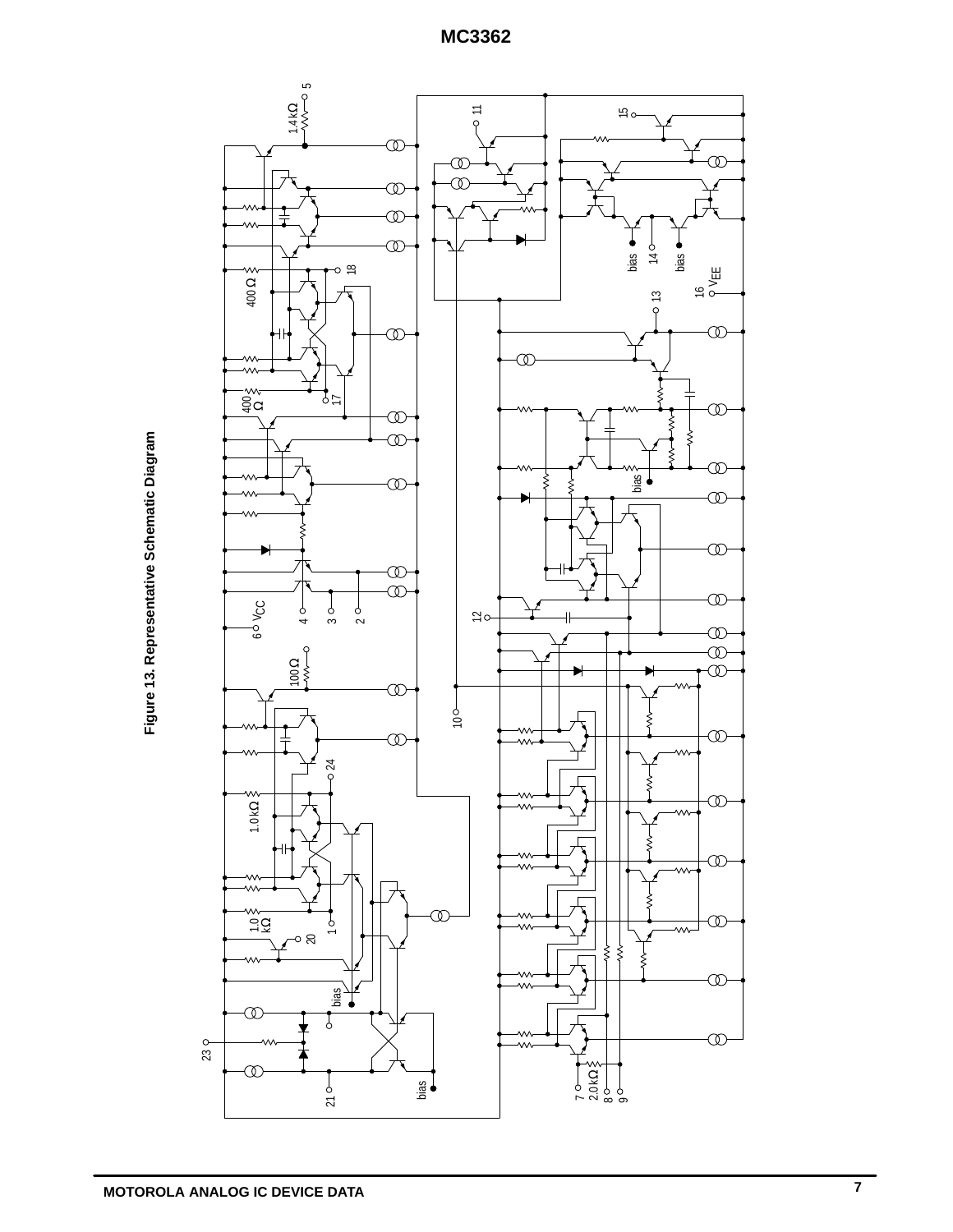Figure 13. Representative Schematic Diagram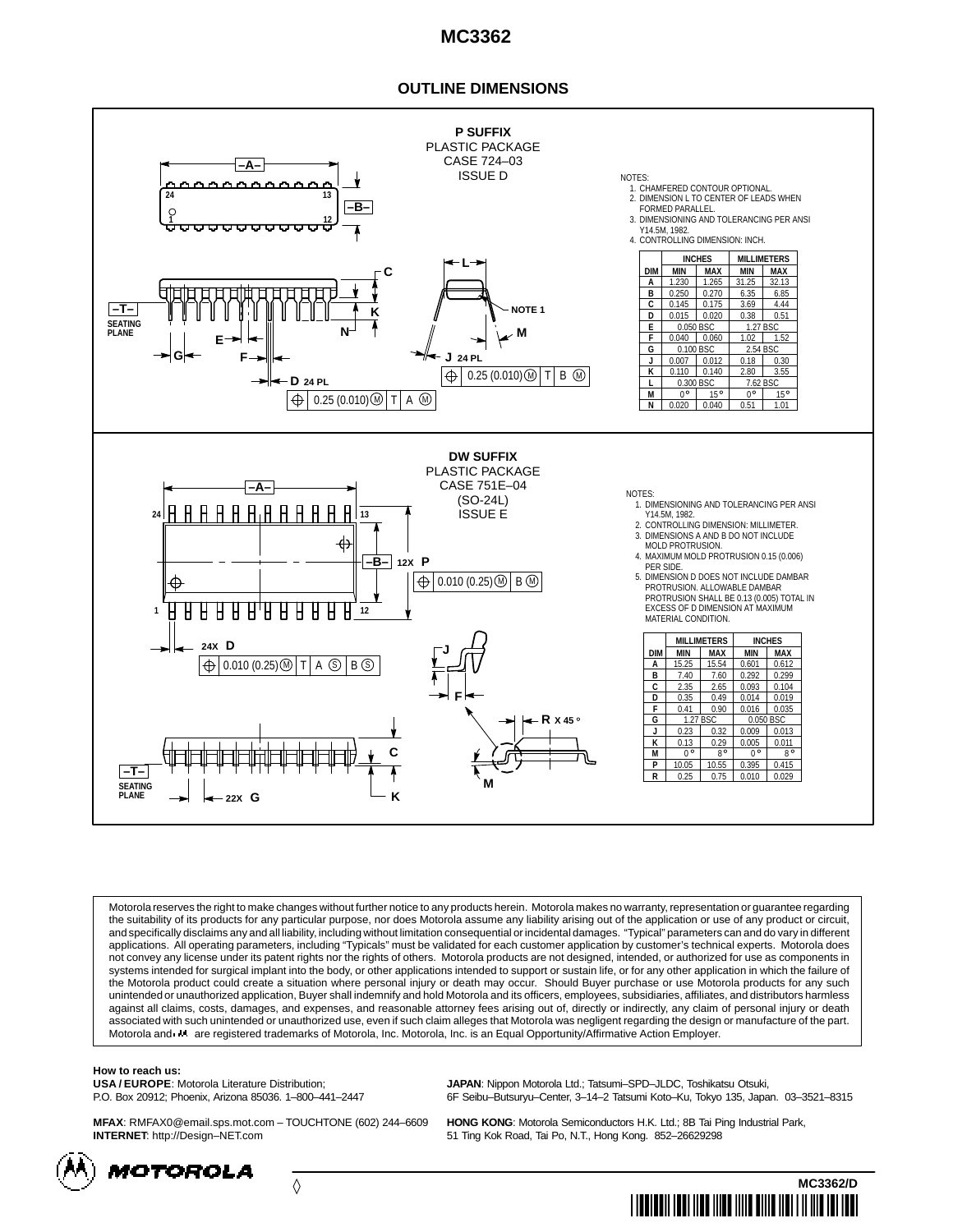## OUTLINE DIMENSIONS

### P SUFFIX
PLASTIC PACKAGE
CASE 724–03
ISSUE D

NOTES:
1. CHAMFERED CONTOUR OPTIONAL.
2. DIMENSION L TO CENTER OF LEADS WHEN FORMED PARALLEL.
3. DIMENSIONING AND TOLERANCING PER ANSI Y14.5M, 1982.
4. CONTROLLING DIMENSION: INCH.

| DIM | INCHES MIN | INCHES MAX | MILLIMETERS MIN | MILLIMETERS MAX |
|---|---|---|---|---|
| A | 1.230 | 1.265 | 31.25 | 32.13 |
| B | 0.250 | 0.270 | 6.35 | 6.85 |
| C | 0.145 | 0.175 | 3.69 | 4.44 |
| D | 0.015 | 0.020 | 0.38 | 0.51 |
| E | 0.050 BSC | | 1.27 BSC | |
| F | 0.040 | 0.060 | 1.02 | 1.52 |
| G | 0.100 BSC | | 2.54 BSC | |
| J | 0.007 | 0.012 | 0.18 | 0.30 |
| K | 0.110 | 0.140 | 2.80 | 3.55 |
| L | 0.300 BSC | | 7.62 BSC | |
| M | 0° | 15° | 0° | 15° |
| N | 0.020 | 0.040 | 0.51 | 1.01 |

### DW SUFFIX
PLASTIC PACKAGE
CASE 751E–04
(SO-24L)
ISSUE E

NOTES:
1. DIMENSIONING AND TOLERANCING PER ANSI Y14.5M, 1982.
2. CONTROLLING DIMENSION: MILLIMETER.
3. DIMENSIONS A AND B DO NOT INCLUDE MOLD PROTRUSION.
4. MAXIMUM MOLD PROTRUSION 0.15 (0.006) PER SIDE.
5. DIMENSION D DOES NOT INCLUDE DAMBAR PROTRUSION. ALLOWABLE DAMBAR PROTRUSION SHALL BE 0.13 (0.005) TOTAL IN EXCESS OF D DIMENSION AT MAXIMUM MATERIAL CONDITION.

| DIM | MILLIMETERS MIN | MILLIMETERS MAX | INCHES MIN | INCHES MAX |
|---|---|---|---|---|
| A | 15.25 | 15.54 | 0.601 | 0.612 |
| B | 7.40 | 7.60 | 0.292 | 0.299 |
| C | 2.35 | 2.65 | 0.093 | 0.104 |
| D | 0.35 | 0.49 | 0.014 | 0.019 |
| F | 0.41 | 0.90 | 0.016 | 0.035 |
| G | 1.27 BSC | | 0.050 BSC | |
| J | 0.23 | 0.32 | 0.009 | 0.013 |
| K | 0.13 | 0.29 | 0.005 | 0.011 |
| M | 0° | 8° | 0° | 8° |
| P | 10.05 | 10.55 | 0.395 | 0.415 |
| R | 0.25 | 0.75 | 0.010 | 0.029 |

Motorola reserves the right to make changes without further notice to any products herein. Motorola makes no warranty, representation or guarantee regarding the suitability of its products for any particular purpose, nor does Motorola assume any liability arising out of the application or use of any product or circuit, and specifically disclaims any and all liability, including without limitation consequential or incidental damages. "Typical" parameters can and do vary in different applications. All operating parameters, including "Typicals" must be validated for each customer application by customer's technical experts. Motorola does not convey any license under its patent rights nor the rights of others. Motorola products are not designed, intended, or authorized for use as components in systems intended for surgical implant into the body, or other applications intended to support or sustain life, or for any other application in which the failure of the Motorola product could create a situation where personal injury or death may occur. Should Buyer purchase or use Motorola products for any such unintended or unauthorized application, Buyer shall indemnify and hold Motorola and its officers, employees, subsidiaries, affiliates, and distributors harmless against all claims, costs, damages, and expenses, and reasonable attorney fees arising out of, directly or indirectly, any claim of personal injury or death associated with such unintended or unauthorized use, even if such claim alleges that Motorola was negligent regarding the design or manufacture of the part. Motorola and Ⓜ are registered trademarks of Motorola, Inc. Motorola, Inc. is an Equal Opportunity/Affirmative Action Employer.

**How to reach us:**
**USA / EUROPE**: Motorola Literature Distribution;
P.O. Box 20912; Phoenix, Arizona 85036. 1–800–441–2447

**MFAX**: RMFAX0@email.sps.mot.com – TOUCHTONE (602) 244–6609
**INTERNET**: http://Design–NET.com

**JAPAN**: Nippon Motorola Ltd.; Tatsumi–SPD–JLDC, Toshikatsu Otsuki,
6F Seibu–Butsuryu–Center, 3–14–2 Tatsumi Koto–Ku, Tokyo 135, Japan. 03–3521–8315

**HONG KONG**: Motorola Semiconductors H.K. Ltd.; 8B Tai Ping Industrial Park,
51 Ting Kok Road, Tai Po, N.T., Hong Kong. 852–26629298

MC3362/D